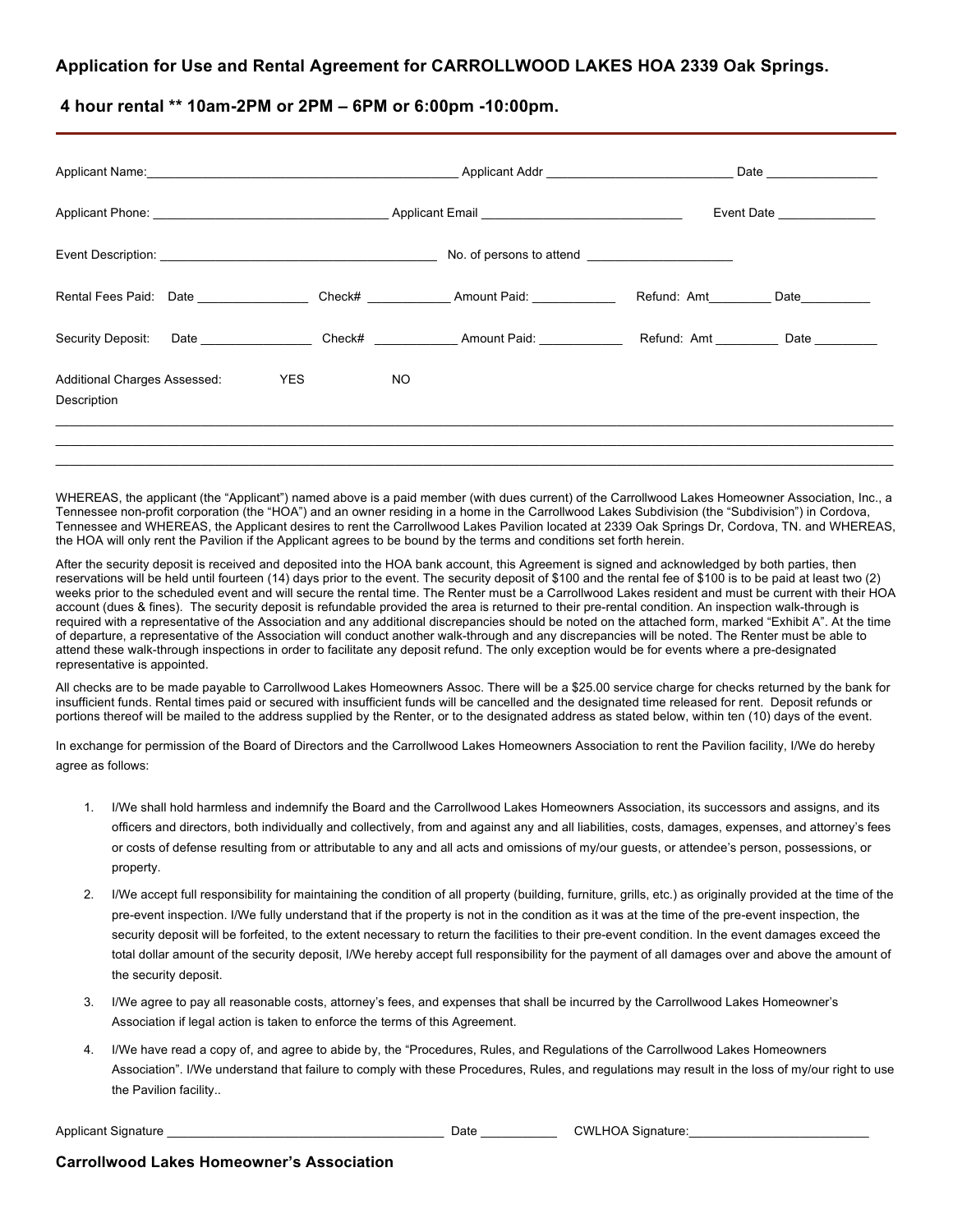## Application for Use and Rental Agreement for CARROLLWOOD LAKES HOA 2339 Oak Springs.

### 4 hour rental ** 10am-2PM or 2PM – 6PM or 6:00pm -10:00pm.

---

Applicant Name:_____________________________________________ Applicant Addr __________________________ Date ________________

Applicant Phone: _________________________________ Applicant Email ____________________________ Event Date ______________

Event Description: _______________________________________ No. of persons to attend _____________________

Rental Fees Paid: Date ________________ Check# ____________ Amount Paid: ____________ Refund: Amt_________ Date__________

Security Deposit: Date ________________ Check# ____________ Amount Paid: ____________ Refund: Amt _________ Date _________

Additional Charges Assessed: YES NO

Description

_______________________________________________________________________________________________________

_______________________________________________________________________________________________________

_______________________________________________________________________________________________________

WHEREAS, the applicant (the "Applicant") named above is a paid member (with dues current) of the Carrollwood Lakes Homeowner Association, Inc., a Tennessee non-profit corporation (the "HOA") and an owner residing in a home in the Carrollwood Lakes Subdivision (the "Subdivision") in Cordova, Tennessee and WHEREAS, the Applicant desires to rent the Carrollwood Lakes Pavilion located at 2339 Oak Springs Dr, Cordova, TN. and WHEREAS, the HOA will only rent the Pavilion if the Applicant agrees to be bound by the terms and conditions set forth herein.

After the security deposit is received and deposited into the HOA bank account, this Agreement is signed and acknowledged by both parties, then reservations will be held until fourteen (14) days prior to the event. The security deposit of $100 and the rental fee of $100 is to be paid at least two (2) weeks prior to the scheduled event and will secure the rental time. The Renter must be a Carrollwood Lakes resident and must be current with their HOA account (dues & fines). The security deposit is refundable provided the area is returned to their pre-rental condition. An inspection walk-through is required with a representative of the Association and any additional discrepancies should be noted on the attached form, marked "Exhibit A". At the time of departure, a representative of the Association will conduct another walk-through and any discrepancies will be noted. The Renter must be able to attend these walk-through inspections in order to facilitate any deposit refund. The only exception would be for events where a pre-designated representative is appointed.

All checks are to be made payable to Carrollwood Lakes Homeowners Assoc. There will be a $25.00 service charge for checks returned by the bank for insufficient funds. Rental times paid or secured with insufficient funds will be cancelled and the designated time released for rent. Deposit refunds or portions thereof will be mailed to the address supplied by the Renter, or to the designated address as stated below, within ten (10) days of the event.

In exchange for permission of the Board of Directors and the Carrollwood Lakes Homeowners Association to rent the Pavilion facility, I/We do hereby agree as follows:

1. I/We shall hold harmless and indemnify the Board and the Carrollwood Lakes Homeowners Association, its successors and assigns, and its officers and directors, both individually and collectively, from and against any and all liabilities, costs, damages, expenses, and attorney's fees or costs of defense resulting from or attributable to any and all acts and omissions of my/our guests, or attendee's person, possessions, or property.
2. I/We accept full responsibility for maintaining the condition of all property (building, furniture, grills, etc.) as originally provided at the time of the pre-event inspection. I/We fully understand that if the property is not in the condition as it was at the time of the pre-event inspection, the security deposit will be forfeited, to the extent necessary to return the facilities to their pre-event condition. In the event damages exceed the total dollar amount of the security deposit, I/We hereby accept full responsibility for the payment of all damages over and above the amount of the security deposit.
3. I/We agree to pay all reasonable costs, attorney's fees, and expenses that shall be incurred by the Carrollwood Lakes Homeowner's Association if legal action is taken to enforce the terms of this Agreement.
4. I/We have read a copy of, and agree to abide by, the "Procedures, Rules, and Regulations of the Carrollwood Lakes Homeowners Association". I/We understand that failure to comply with these Procedures, Rules, and regulations may result in the loss of my/our right to use the Pavilion facility..

Applicant Signature ________________________________________ Date ___________ CWLHOA Signature:_________________________

**Carrollwood Lakes Homeowner's Association**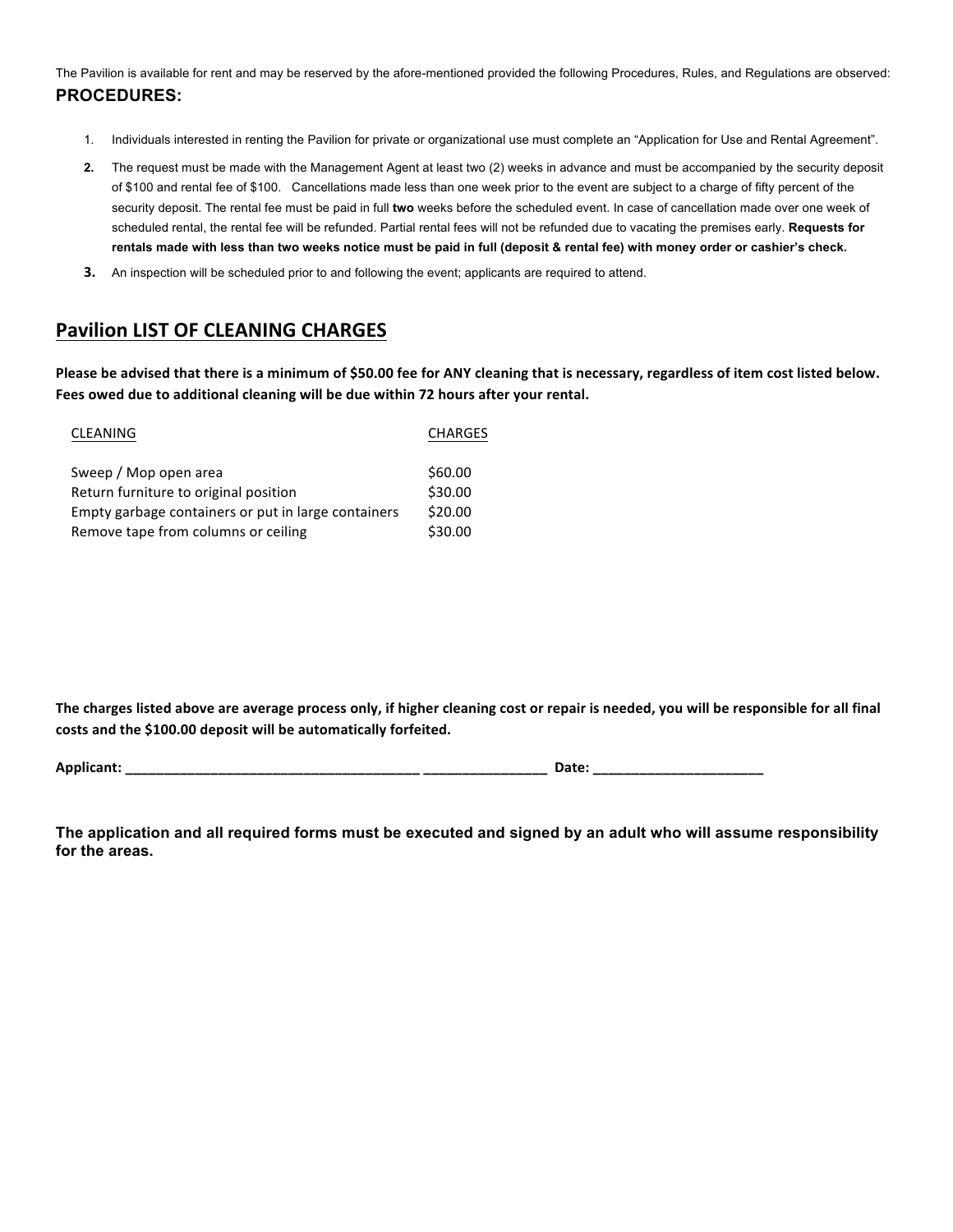The Pavilion is available for rent and may be reserved by the afore-mentioned provided the following Procedures, Rules, and Regulations are observed:

**PROCEDURES:**

1. Individuals interested in renting the Pavilion for private or organizational use must complete an "Application for Use and Rental Agreement".
2. The request must be made with the Management Agent at least two (2) weeks in advance and must be accompanied by the security deposit of $100 and rental fee of $100. Cancellations made less than one week prior to the event are subject to a charge of fifty percent of the security deposit. The rental fee must be paid in full **two** weeks before the scheduled event. In case of cancellation made over one week of scheduled rental, the rental fee will be refunded. Partial rental fees will not be refunded due to vacating the premises early. **Requests for rentals made with less than two weeks notice must be paid in full (deposit & rental fee) with money order or cashier's check.**
3. An inspection will be scheduled prior to and following the event; applicants are required to attend.

## Pavilion LIST OF CLEANING CHARGES

**Please be advised that there is a minimum of $50.00 fee for ANY cleaning that is necessary, regardless of item cost listed below. Fees owed due to additional cleaning will be due within 72 hours after your rental.**

| CLEANING | CHARGES |
|---|---|
| Sweep / Mop open area | $60.00 |
| Return furniture to original position | $30.00 |
| Empty garbage containers or put in large containers | $20.00 |
| Remove tape from columns or ceiling | $30.00 |

**The charges listed above are average process only, if higher cleaning cost or repair is needed, you will be responsible for all final costs and the $100.00 deposit will be automatically forfeited.**

**Applicant: ______________________________________ ________________ Date: ______________________**

**The application and all required forms must be executed and signed by an adult who will assume responsibility for the areas.**